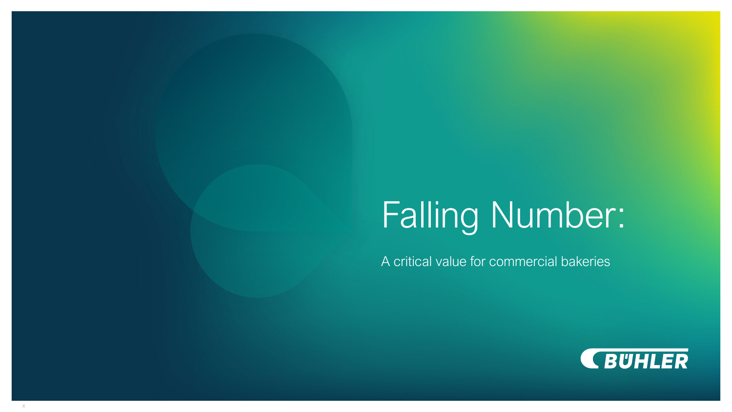# Falling Number:

A critical value for commercial bakeries

BÜHLER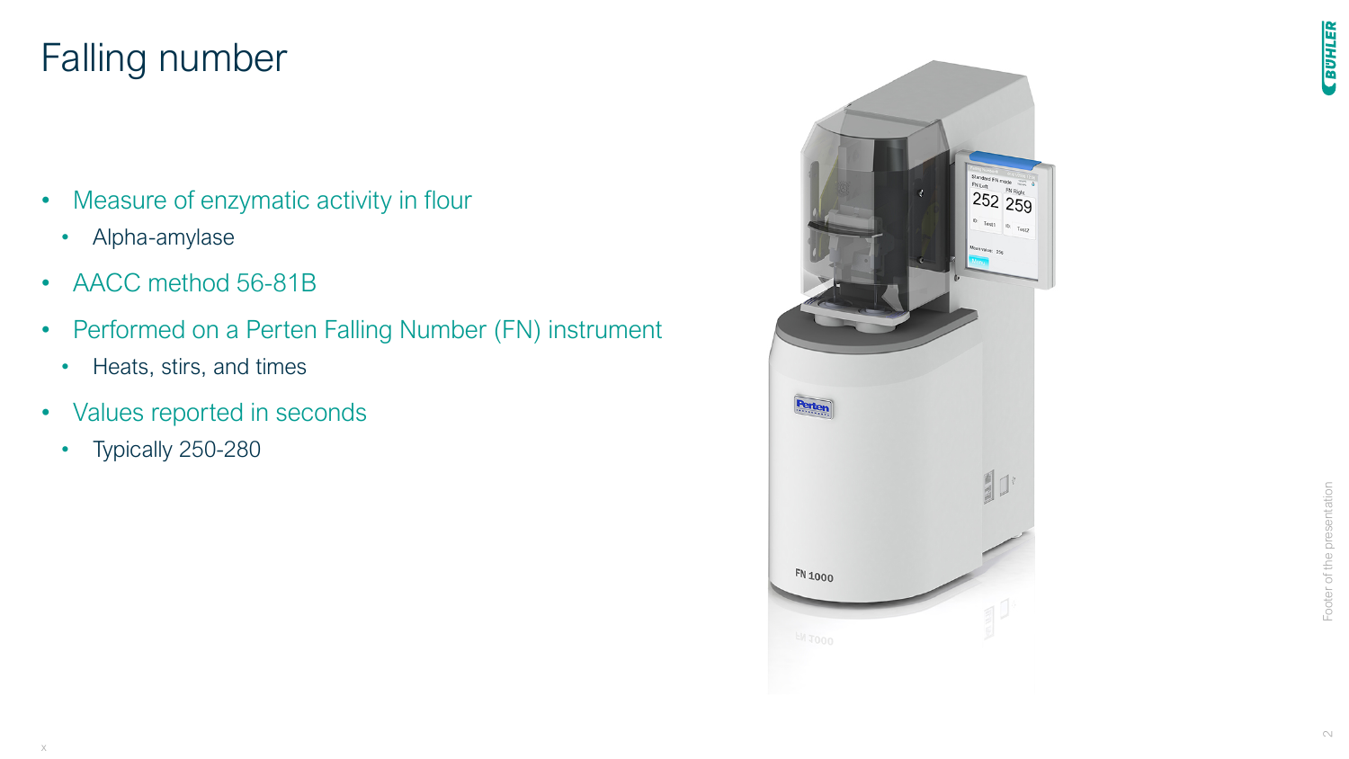# Falling number

- Measure of enzymatic activity in flour
  - Alpha-amylase
- AACC method 56-81B
- Performed on a Perten Falling Number (FN) instrument
  - Heats, stirs, and times
- Values reported in seconds
  - Typically 250-280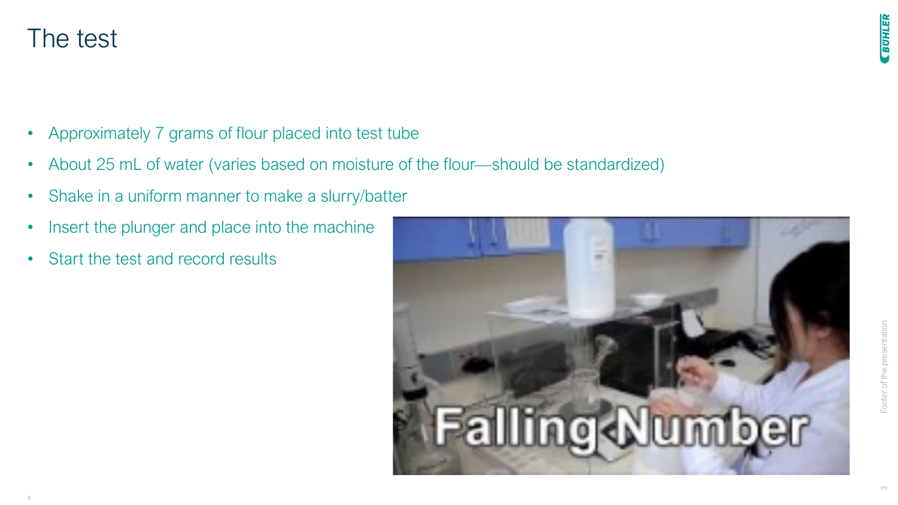# The test

- Approximately 7 grams of flour placed into test tube
- About 25 mL of water (varies based on moisture of the flour—should be standardized)
- Shake in a uniform manner to make a slurry/batter
- Insert the plunger and place into the machine
- Start the test and record results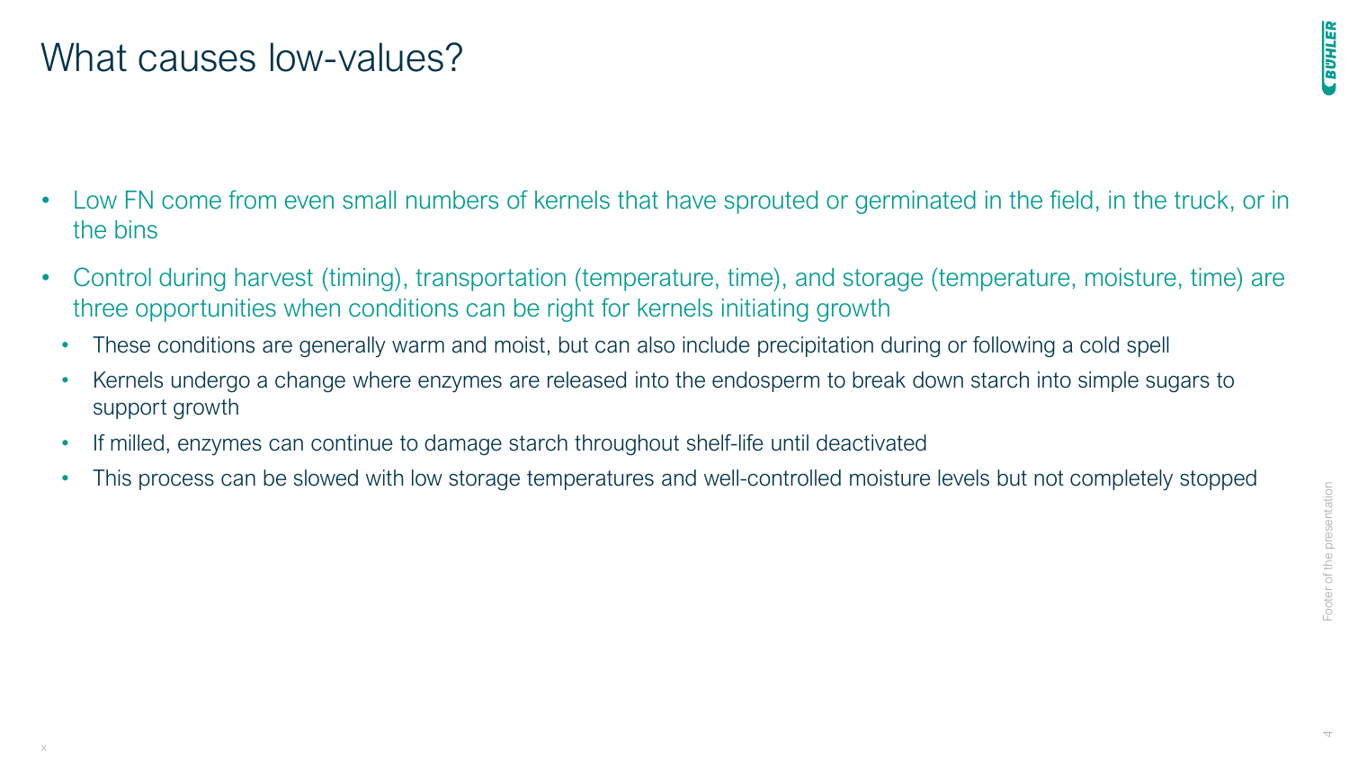# What causes low-values?

- Low FN come from even small numbers of kernels that have sprouted or germinated in the field, in the truck, or in the bins
- Control during harvest (timing), transportation (temperature, time), and storage (temperature, moisture, time) are three opportunities when conditions can be right for kernels initiating growth
  - These conditions are generally warm and moist, but can also include precipitation during or following a cold spell
  - Kernels undergo a change where enzymes are released into the endosperm to break down starch into simple sugars to support growth
  - If milled, enzymes can continue to damage starch throughout shelf-life until deactivated
  - This process can be slowed with low storage temperatures and well-controlled moisture levels but not completely stopped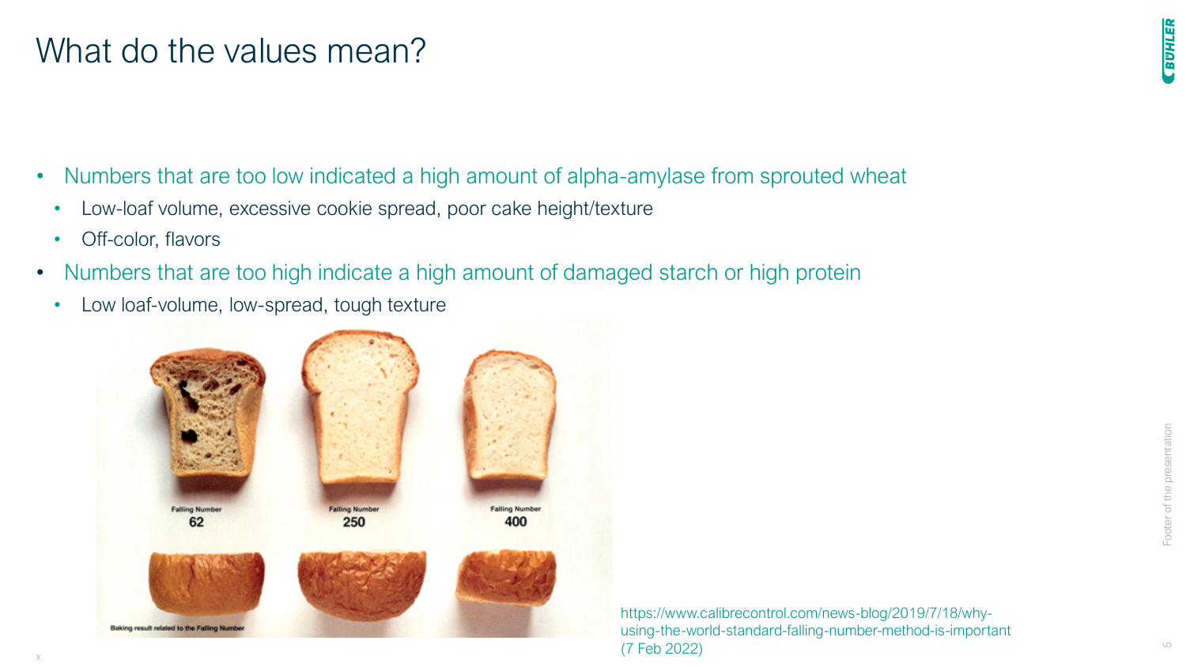# What do the values mean?

- Numbers that are too low indicated a high amount of alpha-amylase from sprouted wheat
  - Low-loaf volume, excessive cookie spread, poor cake height/texture
  - Off-color, flavors
- Numbers that are too high indicate a high amount of damaged starch or high protein
  - Low loaf-volume, low-spread, tough texture

https://www.calibrecontrol.com/news-blog/2019/7/18/why-using-the-world-standard-falling-number-method-is-important (7 Feb 2022)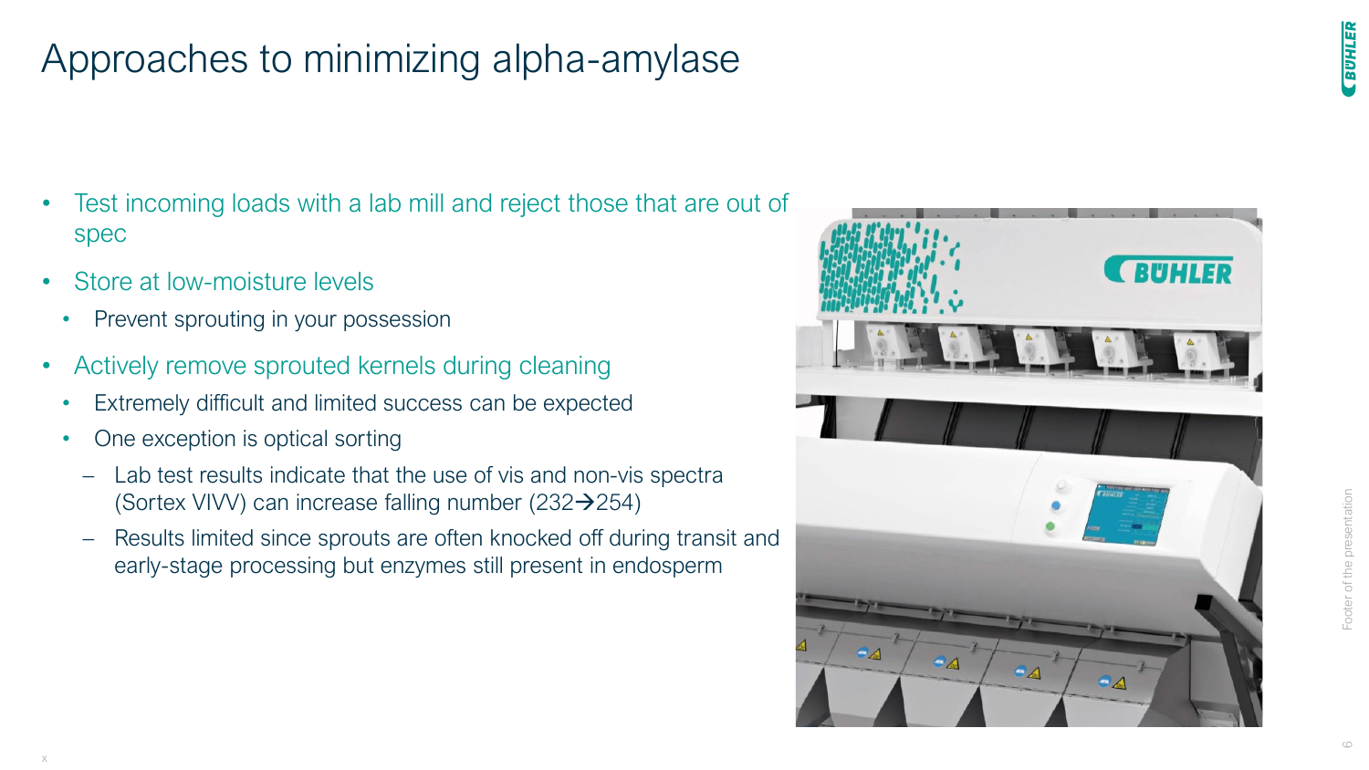# Approaches to minimizing alpha-amylase

- Test incoming loads with a lab mill and reject those that are out of spec
- Store at low-moisture levels
  - Prevent sprouting in your possession
- Actively remove sprouted kernels during cleaning
  - Extremely difficult and limited success can be expected
  - One exception is optical sorting
    - Lab test results indicate that the use of vis and non-vis spectra (Sortex VIVV) can increase falling number (232→254)
    - Results limited since sprouts are often knocked off during transit and early-stage processing but enzymes still present in endosperm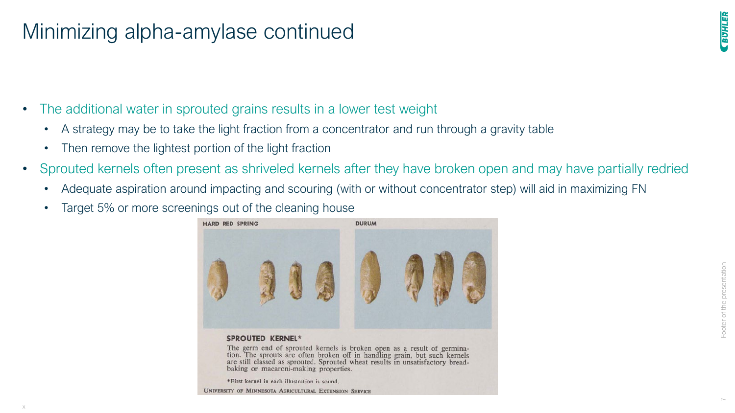# Minimizing alpha-amylase continued

- The additional water in sprouted grains results in a lower test weight
  - A strategy may be to take the light fraction from a concentrator and run through a gravity table
  - Then remove the lightest portion of the light fraction
- Sprouted kernels often present as shriveled kernels after they have broken open and may have partially redried
  - Adequate aspiration around impacting and scouring (with or without concentrator step) will aid in maximizing FN
  - Target 5% or more screenings out of the cleaning house

HARD RED SPRING

DURUM

**SPROUTED KERNEL***

The germ end of sprouted kernels is broken open as a result of germination. The sprouts are often broken off in handling grain, but such kernels are still classed as sprouted. Sprouted wheat results in unsatisfactory bread-baking or macaroni-making properties.

*First kernel in each illustration is sound.

UNIVERSITY OF MINNESOTA AGRICULTURAL EXTENSION SERVICE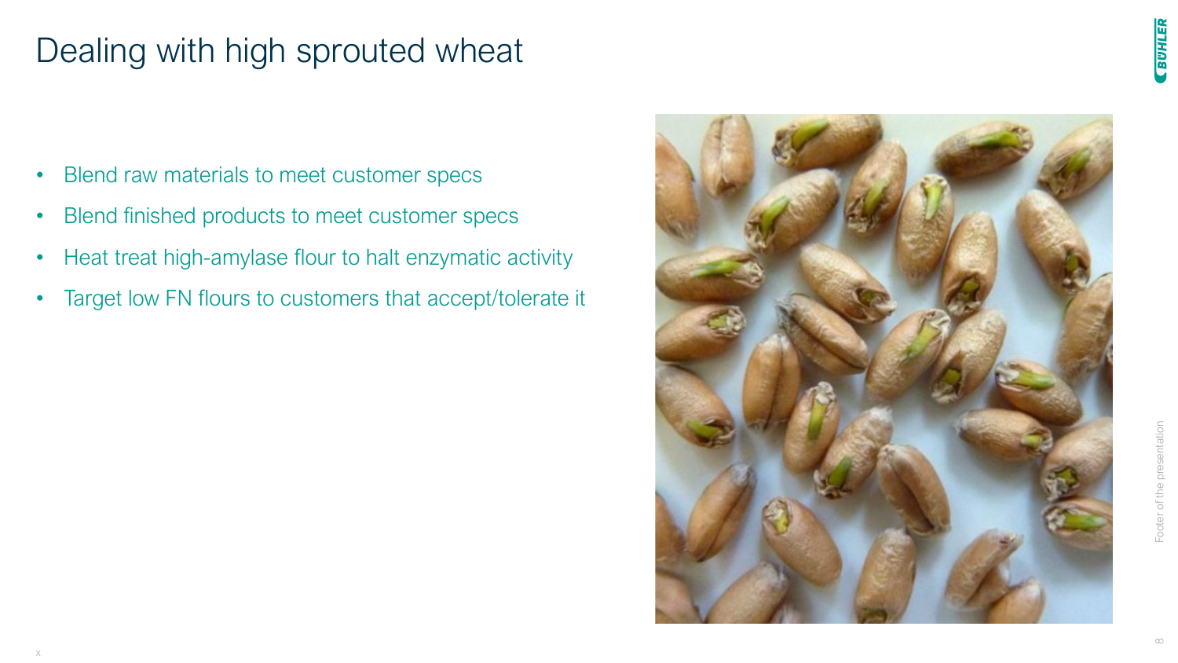# Dealing with high sprouted wheat

- Blend raw materials to meet customer specs
- Blend finished products to meet customer specs
- Heat treat high-amylase flour to halt enzymatic activity
- Target low FN flours to customers that accept/tolerate it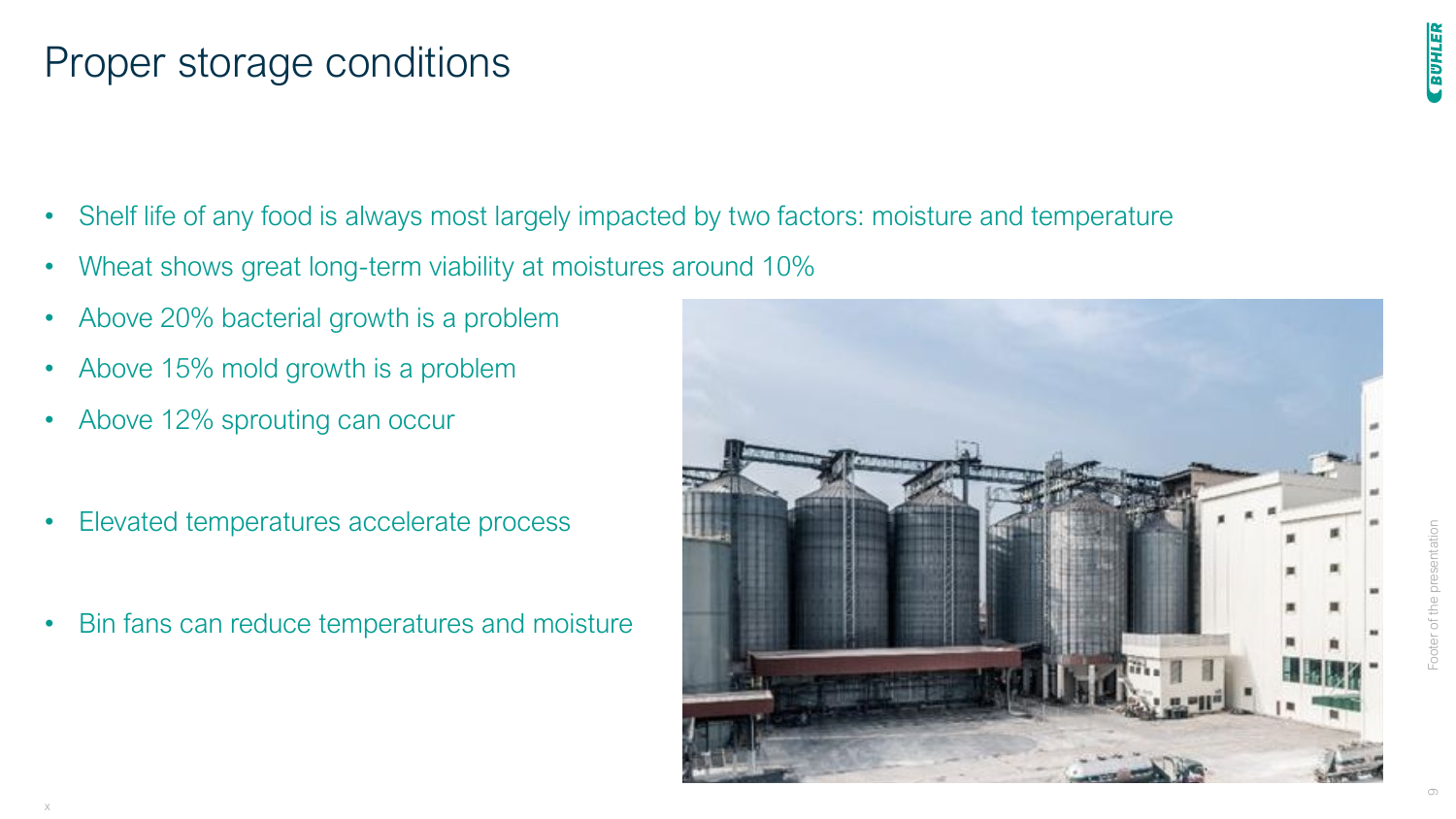# Proper storage conditions

- Shelf life of any food is always most largely impacted by two factors: moisture and temperature
- Wheat shows great long-term viability at moistures around 10%
- Above 20% bacterial growth is a problem
- Above 15% mold growth is a problem
- Above 12% sprouting can occur

- Elevated temperatures accelerate process

- Bin fans can reduce temperatures and moisture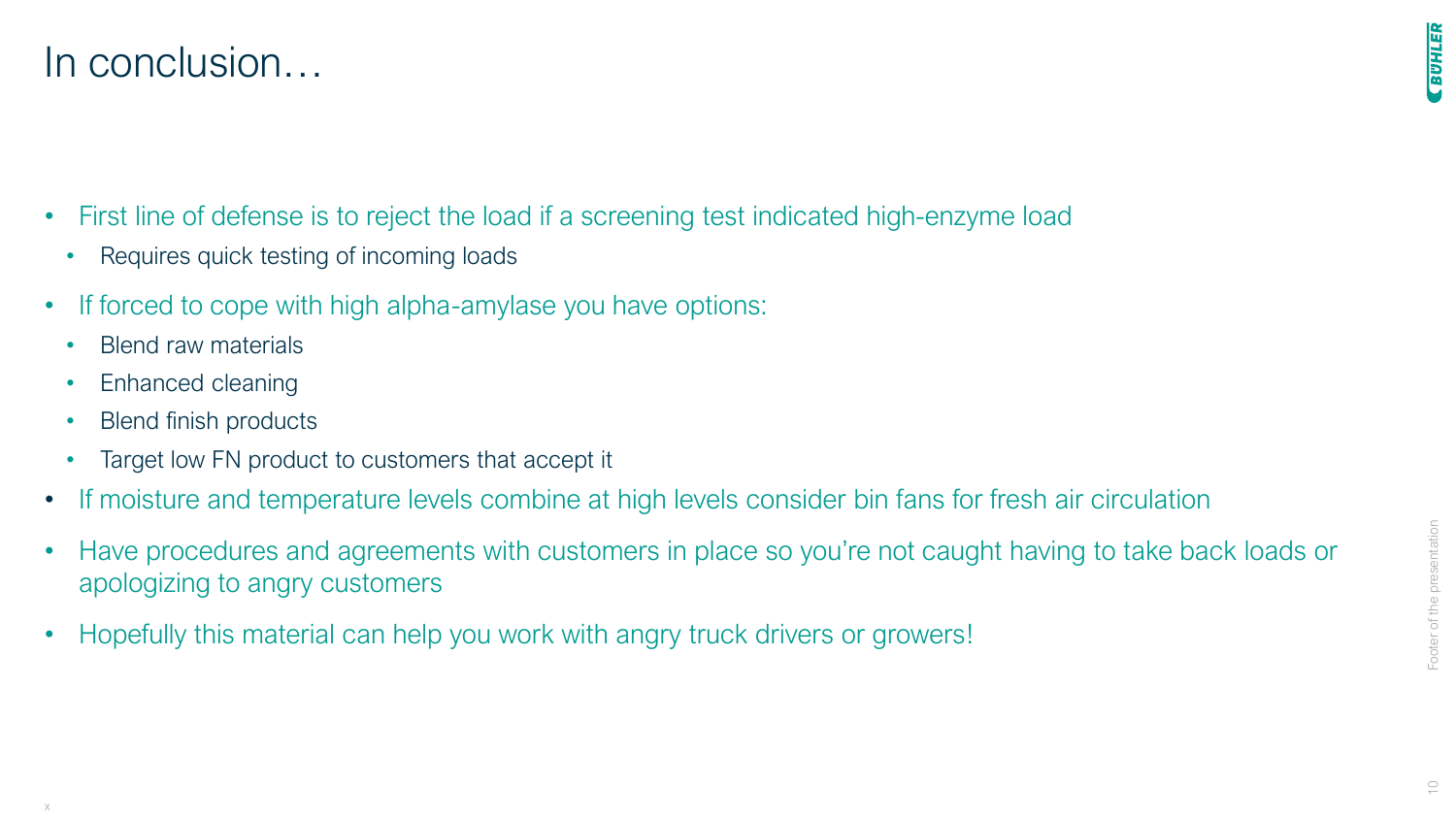# In conclusion…

- First line of defense is to reject the load if a screening test indicated high-enzyme load
  - Requires quick testing of incoming loads
- If forced to cope with high alpha-amylase you have options:
  - Blend raw materials
  - Enhanced cleaning
  - Blend finish products
  - Target low FN product to customers that accept it
- If moisture and temperature levels combine at high levels consider bin fans for fresh air circulation
- Have procedures and agreements with customers in place so you're not caught having to take back loads or apologizing to angry customers
- Hopefully this material can help you work with angry truck drivers or growers!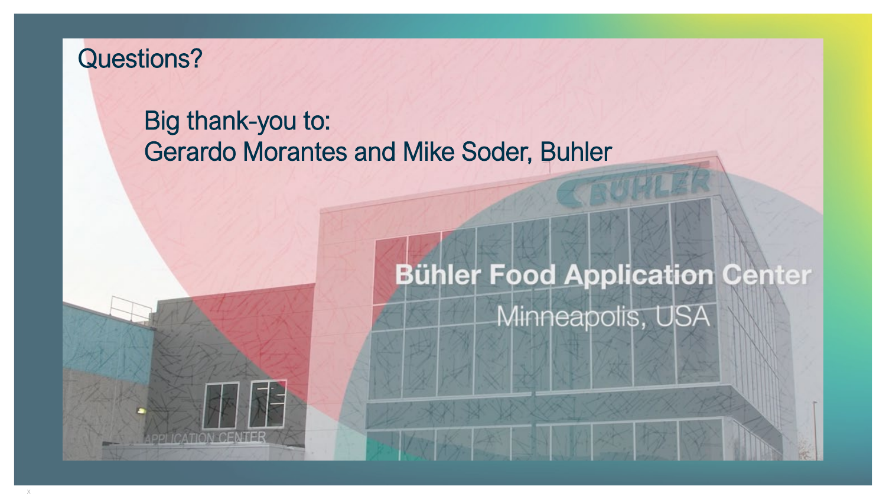# Questions?

Big thank-you to:
Gerardo Morantes and Mike Soder, Buhler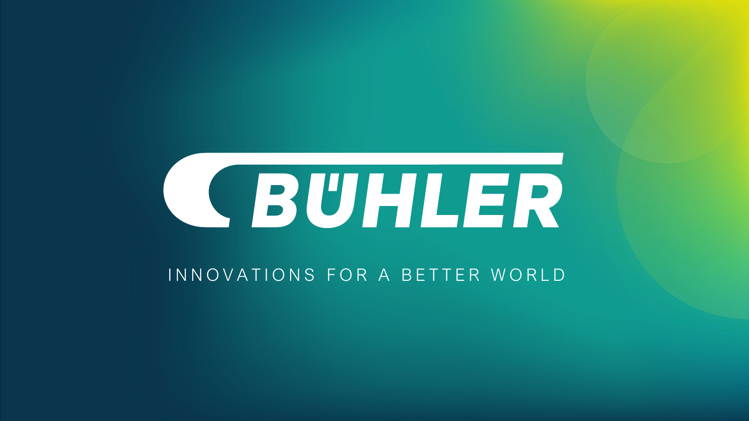BÜHLER

INNOVATIONS FOR A BETTER WORLD